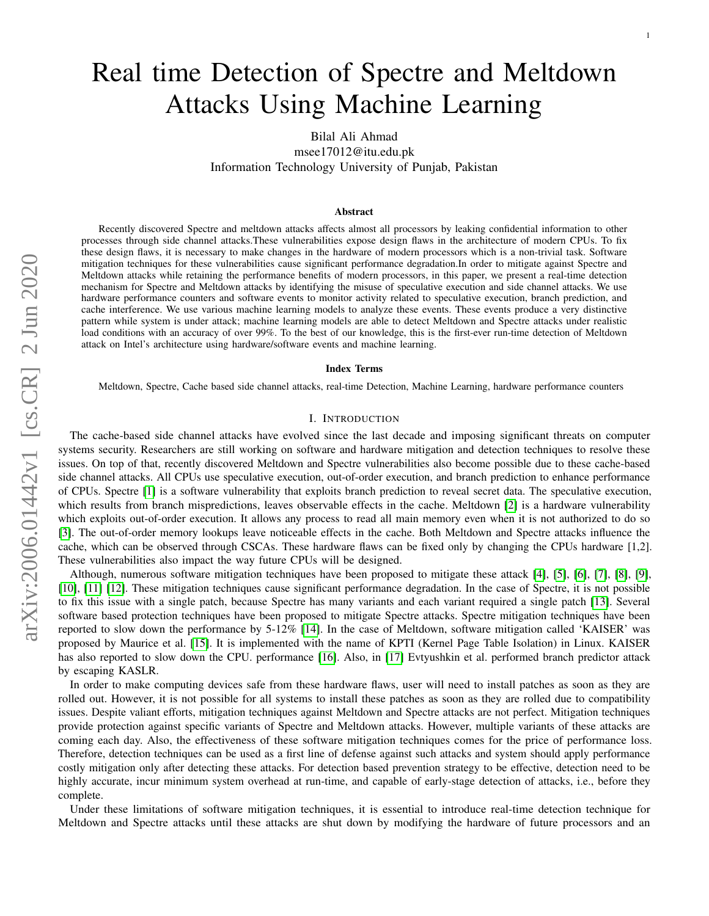# Real time Detection of Spectre and Meltdown Attacks Using Machine Learning

Bilal Ali Ahmad
msee17012@itu.edu.pk
Information Technology University of Punjab, Pakistan

## Abstract

Recently discovered Spectre and meltdown attacks affects almost all processors by leaking confidential information to other processes through side channel attacks.These vulnerabilities expose design flaws in the architecture of modern CPUs. To fix these design flaws, it is necessary to make changes in the hardware of modern processors which is a non-trivial task. Software mitigation techniques for these vulnerabilities cause significant performance degradation.In order to mitigate against Spectre and Meltdown attacks while retaining the performance benefits of modern processors, in this paper, we present a real-time detection mechanism for Spectre and Meltdown attacks by identifying the misuse of speculative execution and side channel attacks. We use hardware performance counters and software events to monitor activity related to speculative execution, branch prediction, and cache interference. We use various machine learning models to analyze these events. These events produce a very distinctive pattern while system is under attack; machine learning models are able to detect Meltdown and Spectre attacks under realistic load conditions with an accuracy of over 99%. To the best of our knowledge, this is the first-ever run-time detection of Meltdown attack on Intel's architecture using hardware/software events and machine learning.

## Index Terms

Meltdown, Spectre, Cache based side channel attacks, real-time Detection, Machine Learning, hardware performance counters

## I. Introduction

The cache-based side channel attacks have evolved since the last decade and imposing significant threats on computer systems security. Researchers are still working on software and hardware mitigation and detection techniques to resolve these issues. On top of that, recently discovered Meltdown and Spectre vulnerabilities also become possible due to these cache-based side channel attacks. All CPUs use speculative execution, out-of-order execution, and branch prediction to enhance performance of CPUs. Spectre [1] is a software vulnerability that exploits branch prediction to reveal secret data. The speculative execution, which results from branch mispredictions, leaves observable effects in the cache. Meltdown [2] is a hardware vulnerability which exploits out-of-order execution. It allows any process to read all main memory even when it is not authorized to do so [3]. The out-of-order memory lookups leave noticeable effects in the cache. Both Meltdown and Spectre attacks influence the cache, which can be observed through CSCAs. These hardware flaws can be fixed only by changing the CPUs hardware [1,2]. These vulnerabilities also impact the way future CPUs will be designed.

Although, numerous software mitigation techniques have been proposed to mitigate these attack [4], [5], [6], [7], [8], [9], [10], [11] [12]. These mitigation techniques cause significant performance degradation. In the case of Spectre, it is not possible to fix this issue with a single patch, because Spectre has many variants and each variant required a single patch [13]. Several software based protection techniques have been proposed to mitigate Spectre attacks. Spectre mitigation techniques have been reported to slow down the performance by 5-12% [14]. In the case of Meltdown, software mitigation called 'KAISER' was proposed by Maurice et al. [15]. It is implemented with the name of KPTI (Kernel Page Table Isolation) in Linux. KAISER has also reported to slow down the CPU. performance [16]. Also, in [17] Evtyushkin et al. performed branch predictor attack by escaping KASLR.

In order to make computing devices safe from these hardware flaws, user will need to install patches as soon as they are rolled out. However, it is not possible for all systems to install these patches as soon as they are rolled due to compatibility issues. Despite valiant efforts, mitigation techniques against Meltdown and Spectre attacks are not perfect. Mitigation techniques provide protection against specific variants of Spectre and Meltdown attacks. However, multiple variants of these attacks are coming each day. Also, the effectiveness of these software mitigation techniques comes for the price of performance loss. Therefore, detection techniques can be used as a first line of defense against such attacks and system should apply performance costly mitigation only after detecting these attacks. For detection based prevention strategy to be effective, detection need to be highly accurate, incur minimum system overhead at run-time, and capable of early-stage detection of attacks, i.e., before they complete.

Under these limitations of software mitigation techniques, it is essential to introduce real-time detection technique for Meltdown and Spectre attacks until these attacks are shut down by modifying the hardware of future processors and an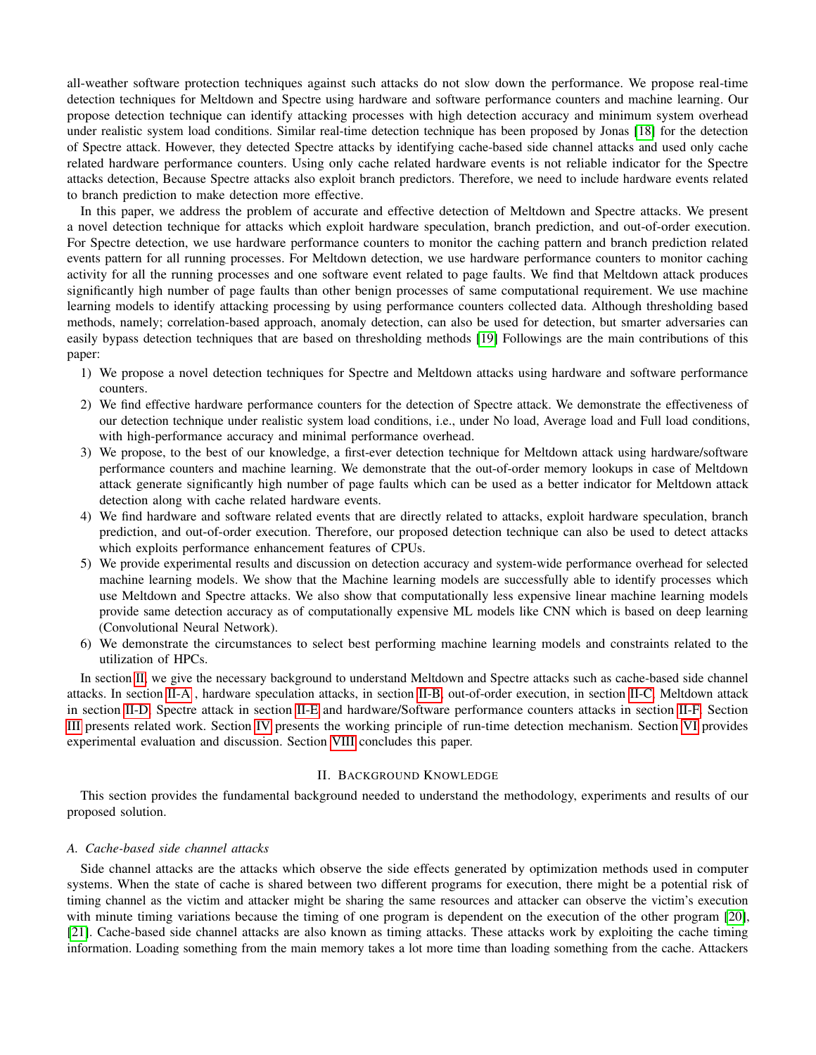all-weather software protection techniques against such attacks do not slow down the performance. We propose real-time detection techniques for Meltdown and Spectre using hardware and software performance counters and machine learning. Our propose detection technique can identify attacking processes with high detection accuracy and minimum system overhead under realistic system load conditions. Similar real-time detection technique has been proposed by Jonas [18] for the detection of Spectre attack. However, they detected Spectre attacks by identifying cache-based side channel attacks and used only cache related hardware performance counters. Using only cache related hardware events is not reliable indicator for the Spectre attacks detection, Because Spectre attacks also exploit branch predictors. Therefore, we need to include hardware events related to branch prediction to make detection more effective.

In this paper, we address the problem of accurate and effective detection of Meltdown and Spectre attacks. We present a novel detection technique for attacks which exploit hardware speculation, branch prediction, and out-of-order execution. For Spectre detection, we use hardware performance counters to monitor the caching pattern and branch prediction related events pattern for all running processes. For Meltdown detection, we use hardware performance counters to monitor caching activity for all the running processes and one software event related to page faults. We find that Meltdown attack produces significantly high number of page faults than other benign processes of same computational requirement. We use machine learning models to identify attacking processing by using performance counters collected data. Although thresholding based methods, namely; correlation-based approach, anomaly detection, can also be used for detection, but smarter adversaries can easily bypass detection techniques that are based on thresholding methods [19] Followings are the main contributions of this paper:

1) We propose a novel detection techniques for Spectre and Meltdown attacks using hardware and software performance counters.
2) We find effective hardware performance counters for the detection of Spectre attack. We demonstrate the effectiveness of our detection technique under realistic system load conditions, i.e., under No load, Average load and Full load conditions, with high-performance accuracy and minimal performance overhead.
3) We propose, to the best of our knowledge, a first-ever detection technique for Meltdown attack using hardware/software performance counters and machine learning. We demonstrate that the out-of-order memory lookups in case of Meltdown attack generate significantly high number of page faults which can be used as a better indicator for Meltdown attack detection along with cache related hardware events.
4) We find hardware and software related events that are directly related to attacks, exploit hardware speculation, branch prediction, and out-of-order execution. Therefore, our proposed detection technique can also be used to detect attacks which exploits performance enhancement features of CPUs.
5) We provide experimental results and discussion on detection accuracy and system-wide performance overhead for selected machine learning models. We show that the Machine learning models are successfully able to identify processes which use Meltdown and Spectre attacks. We also show that computationally less expensive linear machine learning models provide same detection accuracy as of computationally expensive ML models like CNN which is based on deep learning (Convolutional Neural Network).
6) We demonstrate the circumstances to select best performing machine learning models and constraints related to the utilization of HPCs.

In section II, we give the necessary background to understand Meltdown and Spectre attacks such as cache-based side channel attacks. In section II-A , hardware speculation attacks, in section II-B, out-of-order execution, in section II-C, Meltdown attack in section II-D, Spectre attack in section II-E and hardware/Software performance counters attacks in section II-F. Section III presents related work. Section IV presents the working principle of run-time detection mechanism. Section VI provides experimental evaluation and discussion. Section VIII concludes this paper.

## II. Background Knowledge

This section provides the fundamental background needed to understand the methodology, experiments and results of our proposed solution.

### A. Cache-based side channel attacks

Side channel attacks are the attacks which observe the side effects generated by optimization methods used in computer systems. When the state of cache is shared between two different programs for execution, there might be a potential risk of timing channel as the victim and attacker might be sharing the same resources and attacker can observe the victim's execution with minute timing variations because the timing of one program is dependent on the execution of the other program [20], [21]. Cache-based side channel attacks are also known as timing attacks. These attacks work by exploiting the cache timing information. Loading something from the main memory takes a lot more time than loading something from the cache. Attackers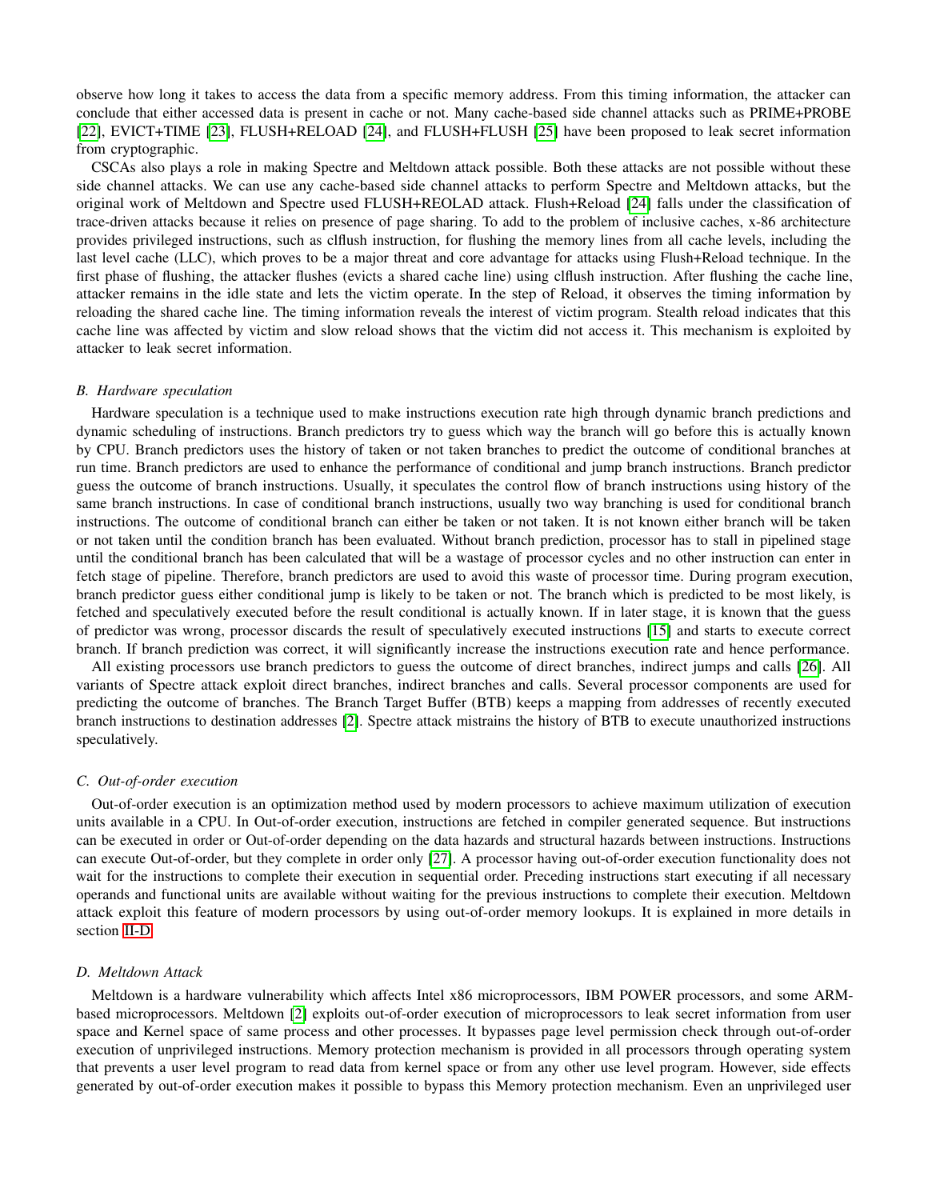observe how long it takes to access the data from a specific memory address. From this timing information, the attacker can conclude that either accessed data is present in cache or not. Many cache-based side channel attacks such as PRIME+PROBE [22], EVICT+TIME [23], FLUSH+RELOAD [24], and FLUSH+FLUSH [25] have been proposed to leak secret information from cryptographic.

CSCAs also plays a role in making Spectre and Meltdown attack possible. Both these attacks are not possible without these side channel attacks. We can use any cache-based side channel attacks to perform Spectre and Meltdown attacks, but the original work of Meltdown and Spectre used FLUSH+REOLAD attack. Flush+Reload [24] falls under the classification of trace-driven attacks because it relies on presence of page sharing. To add to the problem of inclusive caches, x-86 architecture provides privileged instructions, such as clflush instruction, for flushing the memory lines from all cache levels, including the last level cache (LLC), which proves to be a major threat and core advantage for attacks using Flush+Reload technique. In the first phase of flushing, the attacker flushes (evicts a shared cache line) using clflush instruction. After flushing the cache line, attacker remains in the idle state and lets the victim operate. In the step of Reload, it observes the timing information by reloading the shared cache line. The timing information reveals the interest of victim program. Stealth reload indicates that this cache line was affected by victim and slow reload shows that the victim did not access it. This mechanism is exploited by attacker to leak secret information.

### B. Hardware speculation

Hardware speculation is a technique used to make instructions execution rate high through dynamic branch predictions and dynamic scheduling of instructions. Branch predictors try to guess which way the branch will go before this is actually known by CPU. Branch predictors uses the history of taken or not taken branches to predict the outcome of conditional branches at run time. Branch predictors are used to enhance the performance of conditional and jump branch instructions. Branch predictor guess the outcome of branch instructions. Usually, it speculates the control flow of branch instructions using history of the same branch instructions. In case of conditional branch instructions, usually two way branching is used for conditional branch instructions. The outcome of conditional branch can either be taken or not taken. It is not known either branch will be taken or not taken until the condition branch has been evaluated. Without branch prediction, processor has to stall in pipelined stage until the conditional branch has been calculated that will be a wastage of processor cycles and no other instruction can enter in fetch stage of pipeline. Therefore, branch predictors are used to avoid this waste of processor time. During program execution, branch predictor guess either conditional jump is likely to be taken or not. The branch which is predicted to be most likely, is fetched and speculatively executed before the result conditional is actually known. If in later stage, it is known that the guess of predictor was wrong, processor discards the result of speculatively executed instructions [15] and starts to execute correct branch. If branch prediction was correct, it will significantly increase the instructions execution rate and hence performance.

All existing processors use branch predictors to guess the outcome of direct branches, indirect jumps and calls [26]. All variants of Spectre attack exploit direct branches, indirect branches and calls. Several processor components are used for predicting the outcome of branches. The Branch Target Buffer (BTB) keeps a mapping from addresses of recently executed branch instructions to destination addresses [2]. Spectre attack mistrains the history of BTB to execute unauthorized instructions speculatively.

### C. Out-of-order execution

Out-of-order execution is an optimization method used by modern processors to achieve maximum utilization of execution units available in a CPU. In Out-of-order execution, instructions are fetched in compiler generated sequence. But instructions can be executed in order or Out-of-order depending on the data hazards and structural hazards between instructions. Instructions can execute Out-of-order, but they complete in order only [27]. A processor having out-of-order execution functionality does not wait for the instructions to complete their execution in sequential order. Preceding instructions start executing if all necessary operands and functional units are available without waiting for the previous instructions to complete their execution. Meltdown attack exploit this feature of modern processors by using out-of-order memory lookups. It is explained in more details in section II-D.

### D. Meltdown Attack

Meltdown is a hardware vulnerability which affects Intel x86 microprocessors, IBM POWER processors, and some ARM-based microprocessors. Meltdown [2] exploits out-of-order execution of microprocessors to leak secret information from user space and Kernel space of same process and other processes. It bypasses page level permission check through out-of-order execution of unprivileged instructions. Memory protection mechanism is provided in all processors through operating system that prevents a user level program to read data from kernel space or from any other use level program. However, side effects generated by out-of-order execution makes it possible to bypass this Memory protection mechanism. Even an unprivileged user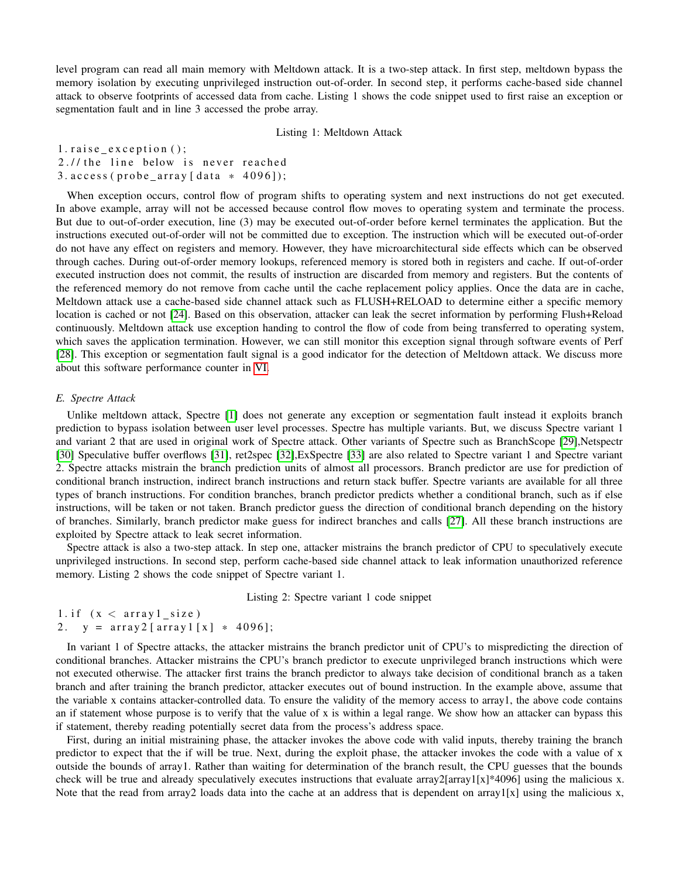level program can read all main memory with Meltdown attack. It is a two-step attack. In first step, meltdown bypass the memory isolation by executing unprivileged instruction out-of-order. In second step, it performs cache-based side channel attack to observe footprints of accessed data from cache. Listing 1 shows the code snippet used to first raise an exception or segmentation fault and in line 3 accessed the probe array.

Listing 1: Meltdown Attack

```
1.raise_exception();
2.//the line below is never reached
3.access(probe_array[data * 4096]);
```

When exception occurs, control flow of program shifts to operating system and next instructions do not get executed. In above example, array will not be accessed because control flow moves to operating system and terminate the process. But due to out-of-order execution, line (3) may be executed out-of-order before kernel terminates the application. But the instructions executed out-of-order will not be committed due to exception. The instruction which will be executed out-of-order do not have any effect on registers and memory. However, they have microarchitectural side effects which can be observed through caches. During out-of-order memory lookups, referenced memory is stored both in registers and cache. If out-of-order executed instruction does not commit, the results of instruction are discarded from memory and registers. But the contents of the referenced memory do not remove from cache until the cache replacement policy applies. Once the data are in cache, Meltdown attack use a cache-based side channel attack such as FLUSH+RELOAD to determine either a specific memory location is cached or not [24]. Based on this observation, attacker can leak the secret information by performing Flush+Reload continuously. Meltdown attack use exception handing to control the flow of code from being transferred to operating system, which saves the application termination. However, we can still monitor this exception signal through software events of Perf [28]. This exception or segmentation fault signal is a good indicator for the detection of Meltdown attack. We discuss more about this software performance counter in VI.

### E. Spectre Attack

Unlike meltdown attack, Spectre [1] does not generate any exception or segmentation fault instead it exploits branch prediction to bypass isolation between user level processes. Spectre has multiple variants. But, we discuss Spectre variant 1 and variant 2 that are used in original work of Spectre attack. Other variants of Spectre such as BranchScope [29],Netspectr [30] Speculative buffer overflows [31], ret2spec [32],ExSpectre [33] are also related to Spectre variant 1 and Spectre variant 2. Spectre attacks mistrain the branch prediction units of almost all processors. Branch predictor are use for prediction of conditional branch instruction, indirect branch instructions and return stack buffer. Spectre variants are available for all three types of branch instructions. For condition branches, branch predictor predicts whether a conditional branch, such as if else instructions, will be taken or not taken. Branch predictor guess the direction of conditional branch depending on the history of branches. Similarly, branch predictor make guess for indirect branches and calls [27]. All these branch instructions are exploited by Spectre attack to leak secret information.

Spectre attack is also a two-step attack. In step one, attacker mistrains the branch predictor of CPU to speculatively execute unprivileged instructions. In second step, perform cache-based side channel attack to leak information unauthorized reference memory. Listing 2 shows the code snippet of Spectre variant 1.

Listing 2: Spectre variant 1 code snippet

```
1.if (x < array1_size)
2.   y = array2[array1[x] * 4096];
```

In variant 1 of Spectre attacks, the attacker mistrains the branch predictor unit of CPU's to mispredicting the direction of conditional branches. Attacker mistrains the CPU's branch predictor to execute unprivileged branch instructions which were not executed otherwise. The attacker first trains the branch predictor to always take decision of conditional branch as a taken branch and after training the branch predictor, attacker executes out of bound instruction. In the example above, assume that the variable x contains attacker-controlled data. To ensure the validity of the memory access to array1, the above code contains an if statement whose purpose is to verify that the value of x is within a legal range. We show how an attacker can bypass this if statement, thereby reading potentially secret data from the process's address space.

First, during an initial mistraining phase, the attacker invokes the above code with valid inputs, thereby training the branch predictor to expect that the if will be true. Next, during the exploit phase, the attacker invokes the code with a value of x outside the bounds of array1. Rather than waiting for determination of the branch result, the CPU guesses that the bounds check will be true and already speculatively executes instructions that evaluate array2[array1[x]*4096] using the malicious x. Note that the read from array2 loads data into the cache at an address that is dependent on array1[x] using the malicious x,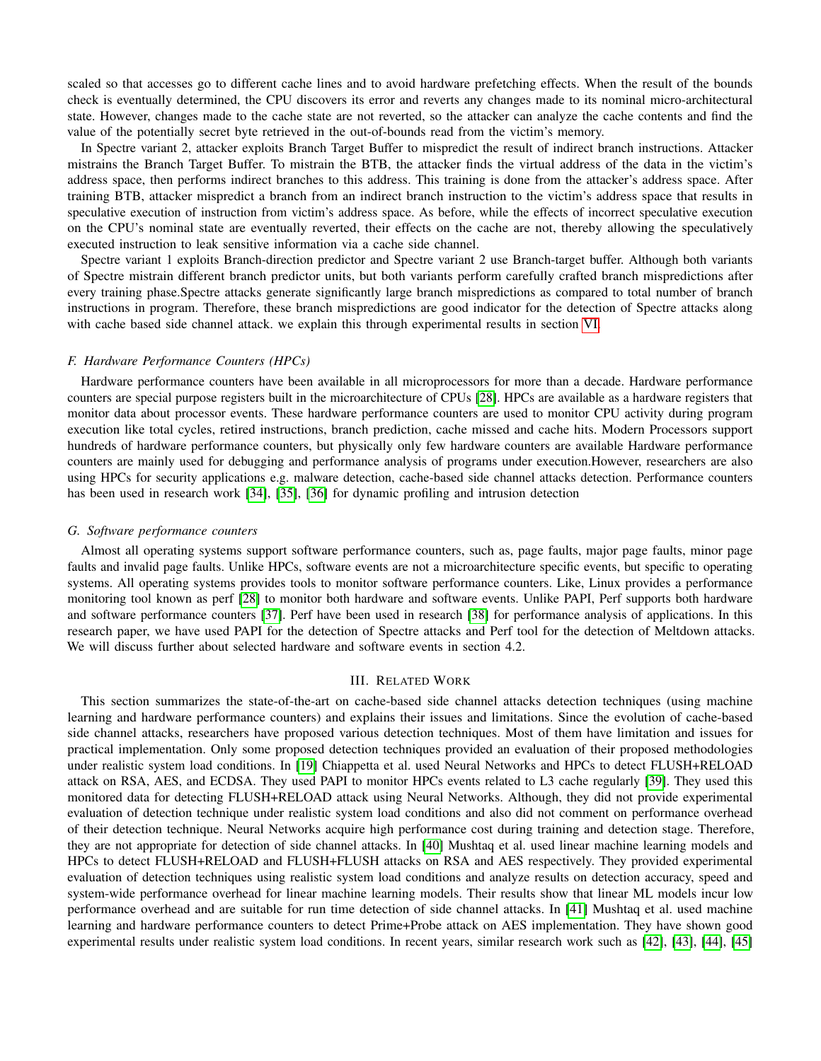scaled so that accesses go to different cache lines and to avoid hardware prefetching effects. When the result of the bounds check is eventually determined, the CPU discovers its error and reverts any changes made to its nominal micro-architectural state. However, changes made to the cache state are not reverted, so the attacker can analyze the cache contents and find the value of the potentially secret byte retrieved in the out-of-bounds read from the victim's memory.

In Spectre variant 2, attacker exploits Branch Target Buffer to mispredict the result of indirect branch instructions. Attacker mistrains the Branch Target Buffer. To mistrain the BTB, the attacker finds the virtual address of the data in the victim's address space, then performs indirect branches to this address. This training is done from the attacker's address space. After training BTB, attacker mispredict a branch from an indirect branch instruction to the victim's address space that results in speculative execution of instruction from victim's address space. As before, while the effects of incorrect speculative execution on the CPU's nominal state are eventually reverted, their effects on the cache are not, thereby allowing the speculatively executed instruction to leak sensitive information via a cache side channel.

Spectre variant 1 exploits Branch-direction predictor and Spectre variant 2 use Branch-target buffer. Although both variants of Spectre mistrain different branch predictor units, but both variants perform carefully crafted branch mispredictions after every training phase.Spectre attacks generate significantly large branch mispredictions as compared to total number of branch instructions in program. Therefore, these branch mispredictions are good indicator for the detection of Spectre attacks along with cache based side channel attack. we explain this through experimental results in section VI.

### *F. Hardware Performance Counters (HPCs)*

Hardware performance counters have been available in all microprocessors for more than a decade. Hardware performance counters are special purpose registers built in the microarchitecture of CPUs [28]. HPCs are available as a hardware registers that monitor data about processor events. These hardware performance counters are used to monitor CPU activity during program execution like total cycles, retired instructions, branch prediction, cache missed and cache hits. Modern Processors support hundreds of hardware performance counters, but physically only few hardware counters are available Hardware performance counters are mainly used for debugging and performance analysis of programs under execution.However, researchers are also using HPCs for security applications e.g. malware detection, cache-based side channel attacks detection. Performance counters has been used in research work [34], [35], [36] for dynamic profiling and intrusion detection

### *G. Software performance counters*

Almost all operating systems support software performance counters, such as, page faults, major page faults, minor page faults and invalid page faults. Unlike HPCs, software events are not a microarchitecture specific events, but specific to operating systems. All operating systems provides tools to monitor software performance counters. Like, Linux provides a performance monitoring tool known as perf [28] to monitor both hardware and software events. Unlike PAPI, Perf supports both hardware and software performance counters [37]. Perf have been used in research [38] for performance analysis of applications. In this research paper, we have used PAPI for the detection of Spectre attacks and Perf tool for the detection of Meltdown attacks. We will discuss further about selected hardware and software events in section 4.2.

## III. Related Work

This section summarizes the state-of-the-art on cache-based side channel attacks detection techniques (using machine learning and hardware performance counters) and explains their issues and limitations. Since the evolution of cache-based side channel attacks, researchers have proposed various detection techniques. Most of them have limitation and issues for practical implementation. Only some proposed detection techniques provided an evaluation of their proposed methodologies under realistic system load conditions. In [19] Chiappetta et al. used Neural Networks and HPCs to detect FLUSH+RELOAD attack on RSA, AES, and ECDSA. They used PAPI to monitor HPCs events related to L3 cache regularly [39]. They used this monitored data for detecting FLUSH+RELOAD attack using Neural Networks. Although, they did not provide experimental evaluation of detection technique under realistic system load conditions and also did not comment on performance overhead of their detection technique. Neural Networks acquire high performance cost during training and detection stage. Therefore, they are not appropriate for detection of side channel attacks. In [40] Mushtaq et al. used linear machine learning models and HPCs to detect FLUSH+RELOAD and FLUSH+FLUSH attacks on RSA and AES respectively. They provided experimental evaluation of detection techniques using realistic system load conditions and analyze results on detection accuracy, speed and system-wide performance overhead for linear machine learning models. Their results show that linear ML models incur low performance overhead and are suitable for run time detection of side channel attacks. In [41] Mushtaq et al. used machine learning and hardware performance counters to detect Prime+Probe attack on AES implementation. They have shown good experimental results under realistic system load conditions. In recent years, similar research work such as [42], [43], [44], [45]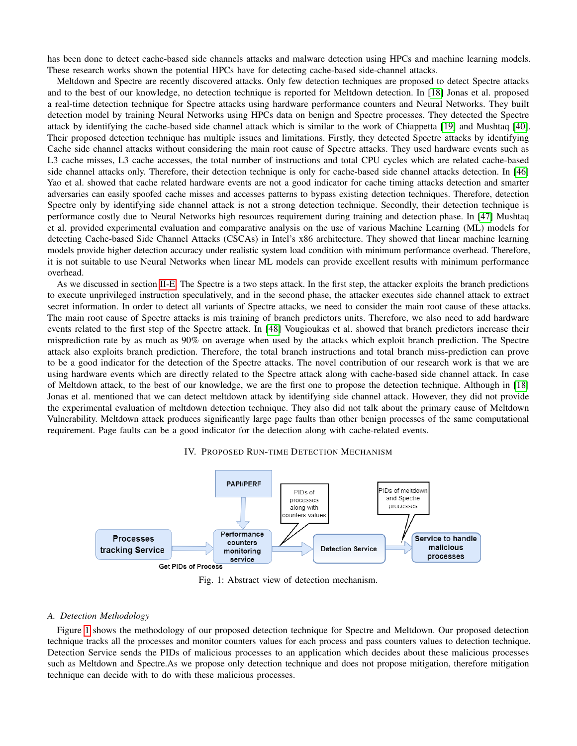has been done to detect cache-based side channels attacks and malware detection using HPCs and machine learning models. These research works shown the potential HPCs have for detecting cache-based side-channel attacks.

Meltdown and Spectre are recently discovered attacks. Only few detection techniques are proposed to detect Spectre attacks and to the best of our knowledge, no detection technique is reported for Meltdown detection. In [18] Jonas et al. proposed a real-time detection technique for Spectre attacks using hardware performance counters and Neural Networks. They built detection model by training Neural Networks using HPCs data on benign and Spectre processes. They detected the Spectre attack by identifying the cache-based side channel attack which is similar to the work of Chiappetta [19] and Mushtaq [40]. Their proposed detection technique has multiple issues and limitations. Firstly, they detected Spectre attacks by identifying Cache side channel attacks without considering the main root cause of Spectre attacks. They used hardware events such as L3 cache misses, L3 cache accesses, the total number of instructions and total CPU cycles which are related cache-based side channel attacks only. Therefore, their detection technique is only for cache-based side channel attacks detection. In [46] Yao et al. showed that cache related hardware events are not a good indicator for cache timing attacks detection and smarter adversaries can easily spoofed cache misses and accesses patterns to bypass existing detection techniques. Therefore, detection Spectre only by identifying side channel attack is not a strong detection technique. Secondly, their detection technique is performance costly due to Neural Networks high resources requirement during training and detection phase. In [47] Mushtaq et al. provided experimental evaluation and comparative analysis on the use of various Machine Learning (ML) models for detecting Cache-based Side Channel Attacks (CSCAs) in Intel's x86 architecture. They showed that linear machine learning models provide higher detection accuracy under realistic system load condition with minimum performance overhead. Therefore, it is not suitable to use Neural Networks when linear ML models can provide excellent results with minimum performance overhead.

As we discussed in section II-E. The Spectre is a two steps attack. In the first step, the attacker exploits the branch predictions to execute unprivileged instruction speculatively, and in the second phase, the attacker executes side channel attack to extract secret information. In order to detect all variants of Spectre attacks, we need to consider the main root cause of these attacks. The main root cause of Spectre attacks is mis training of branch predictors units. Therefore, we also need to add hardware events related to the first step of the Spectre attack. In [48] Vougioukas et al. showed that branch predictors increase their misprediction rate by as much as 90% on average when used by the attacks which exploit branch prediction. The Spectre attack also exploits branch prediction. Therefore, the total branch instructions and total branch miss-prediction can prove to be a good indicator for the detection of the Spectre attacks. The novel contribution of our research work is that we are using hardware events which are directly related to the Spectre attack along with cache-based side channel attack. In case of Meltdown attack, to the best of our knowledge, we are the first one to propose the detection technique. Although in [18] Jonas et al. mentioned that we can detect meltdown attack by identifying side channel attack. However, they did not provide the experimental evaluation of meltdown detection technique. They also did not talk about the primary cause of Meltdown Vulnerability. Meltdown attack produces significantly large page faults than other benign processes of the same computational requirement. Page faults can be a good indicator for the detection along with cache-related events.

## IV. Proposed Run-time Detection Mechanism

PAPI/PERF

Processes tracking Service → (Get PIDs of Process) → Performance counters monitoring service → (PIDs of processes along with counters values) → Detection Service → (PIDs of meltdown and Spectre processes) → Service to handle malicious processes

Fig. 1: Abstract view of detection mechanism.

### A. Detection Methodology

Figure 1 shows the methodology of our proposed detection technique for Spectre and Meltdown. Our proposed detection technique tracks all the processes and monitor counters values for each process and pass counters values to detection technique. Detection Service sends the PIDs of malicious processes to an application which decides about these malicious processes such as Meltdown and Spectre.As we propose only detection technique and does not propose mitigation, therefore mitigation technique can decide with to do with these malicious processes.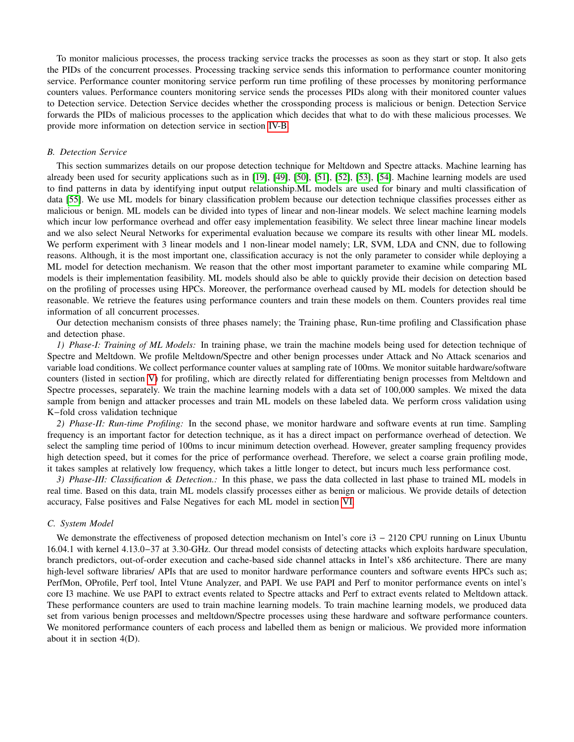To monitor malicious processes, the process tracking service tracks the processes as soon as they start or stop. It also gets the PIDs of the concurrent processes. Processing tracking service sends this information to performance counter monitoring service. Performance counter monitoring service perform run time profiling of these processes by monitoring performance counters values. Performance counters monitoring service sends the processes PIDs along with their monitored counter values to Detection service. Detection Service decides whether the crossponding process is malicious or benign. Detection Service forwards the PIDs of malicious processes to the application which decides that what to do with these malicious processes. We provide more information on detection service in section IV-B.

### B. Detection Service

This section summarizes details on our propose detection technique for Meltdown and Spectre attacks. Machine learning has already been used for security applications such as in [19], [49], [50], [51], [52], [53], [54]. Machine learning models are used to find patterns in data by identifying input output relationship.ML models are used for binary and multi classification of data [55]. We use ML models for binary classification problem because our detection technique classifies processes either as malicious or benign. ML models can be divided into types of linear and non-linear models. We select machine learning models which incur low performance overhead and offer easy implementation feasibility. We select three linear machine linear models and we also select Neural Networks for experimental evaluation because we compare its results with other linear ML models. We perform experiment with 3 linear models and 1 non-linear model namely; LR, SVM, LDA and CNN, due to following reasons. Although, it is the most important one, classification accuracy is not the only parameter to consider while deploying a ML model for detection mechanism. We reason that the other most important parameter to examine while comparing ML models is their implementation feasibility. ML models should also be able to quickly provide their decision on detection based on the profiling of processes using HPCs. Moreover, the performance overhead caused by ML models for detection should be reasonable. We retrieve the features using performance counters and train these models on them. Counters provides real time information of all concurrent processes.

Our detection mechanism consists of three phases namely; the Training phase, Run-time profiling and Classification phase and detection phase.

*1) Phase-I: Training of ML Models:* In training phase, we train the machine models being used for detection technique of Spectre and Meltdown. We profile Meltdown/Spectre and other benign processes under Attack and No Attack scenarios and variable load conditions. We collect performance counter values at sampling rate of 100ms. We monitor suitable hardware/software counters (listed in section V) for profiling, which are directly related for differentiating benign processes from Meltdown and Spectre processes, separately. We train the machine learning models with a data set of 100,000 samples. We mixed the data sample from benign and attacker processes and train ML models on these labeled data. We perform cross validation using K−fold cross validation technique

*2) Phase-II: Run-time Profiling:* In the second phase, we monitor hardware and software events at run time. Sampling frequency is an important factor for detection technique, as it has a direct impact on performance overhead of detection. We select the sampling time period of 100ms to incur minimum detection overhead. However, greater sampling frequency provides high detection speed, but it comes for the price of performance overhead. Therefore, we select a coarse grain profiling mode, it takes samples at relatively low frequency, which takes a little longer to detect, but incurs much less performance cost.

*3) Phase-III: Classification & Detection.:* In this phase, we pass the data collected in last phase to trained ML models in real time. Based on this data, train ML models classify processes either as benign or malicious. We provide details of detection accuracy, False positives and False Negatives for each ML model in section VI.

### C. System Model

We demonstrate the effectiveness of proposed detection mechanism on Intel's core i3 − 2120 CPU running on Linux Ubuntu 16.04.1 with kernel 4.13.0−37 at 3.30-GHz. Our thread model consists of detecting attacks which exploits hardware speculation, branch predictors, out-of-order execution and cache-based side channel attacks in Intel's x86 architecture. There are many high-level software libraries/ APIs that are used to monitor hardware performance counters and software events HPCs such as; PerfMon, OProfile, Perf tool, Intel Vtune Analyzer, and PAPI. We use PAPI and Perf to monitor performance events on intel's core I3 machine. We use PAPI to extract events related to Spectre attacks and Perf to extract events related to Meltdown attack. These performance counters are used to train machine learning models. To train machine learning models, we produced data set from various benign processes and meltdown/Spectre processes using these hardware and software performance counters. We monitored performance counters of each process and labelled them as benign or malicious. We provided more information about it in section 4(D).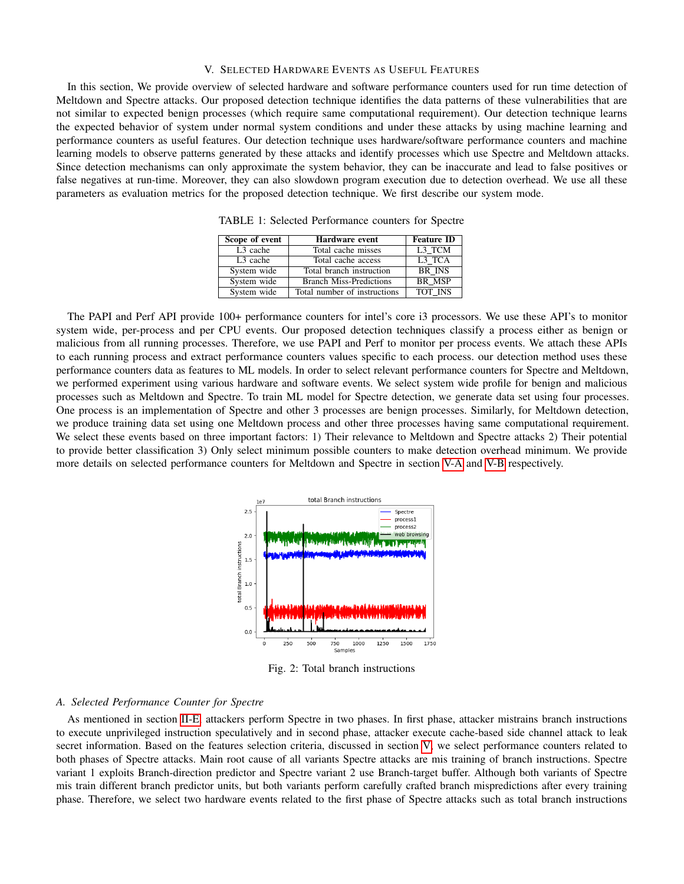## V. Selected Hardware Events as Useful Features

In this section, We provide overview of selected hardware and software performance counters used for run time detection of Meltdown and Spectre attacks. Our proposed detection technique identifies the data patterns of these vulnerabilities that are not similar to expected benign processes (which require same computational requirement). Our detection technique learns the expected behavior of system under normal system conditions and under these attacks by using machine learning and performance counters as useful features. Our detection technique uses hardware/software performance counters and machine learning models to observe patterns generated by these attacks and identify processes which use Spectre and Meltdown attacks. Since detection mechanisms can only approximate the system behavior, they can be inaccurate and lead to false positives or false negatives at run-time. Moreover, they can also slowdown program execution due to detection overhead. We use all these parameters as evaluation metrics for the proposed detection technique. We first describe our system mode.

TABLE 1: Selected Performance counters for Spectre

| Scope of event | Hardware event | Feature ID |
|---|---|---|
| L3 cache | Total cache misses | L3_TCM |
| L3 cache | Total cache access | L3_TCA |
| System wide | Total branch instruction | BR_INS |
| System wide | Branch Miss-Predictions | BR_MSP |
| System wide | Total number of instructions | TOT_INS |

The PAPI and Perf API provide 100+ performance counters for intel's core i3 processors. We use these API's to monitor system wide, per-process and per CPU events. Our proposed detection techniques classify a process either as benign or malicious from all running processes. Therefore, we use PAPI and Perf to monitor per process events. We attach these APIs to each running process and extract performance counters values specific to each process. our detection method uses these performance counters data as features to ML models. In order to select relevant performance counters for Spectre and Meltdown, we performed experiment using various hardware and software events. We select system wide profile for benign and malicious processes such as Meltdown and Spectre. To train ML model for Spectre detection, we generate data set using four processes. One process is an implementation of Spectre and other 3 processes are benign processes. Similarly, for Meltdown detection, we produce training data set using one Meltdown process and other three processes having same computational requirement. We select these events based on three important factors: 1) Their relevance to Meltdown and Spectre attacks 2) Their potential to provide better classification 3) Only select minimum possible counters to make detection overhead minimum. We provide more details on selected performance counters for Meltdown and Spectre in section V-A and V-B respectively.

Fig. 2: Total branch instructions

### A. Selected Performance Counter for Spectre

As mentioned in section II-E, attackers perform Spectre in two phases. In first phase, attacker mistrains branch instructions to execute unprivileged instruction speculatively and in second phase, attacker execute cache-based side channel attack to leak secret information. Based on the features selection criteria, discussed in section V, we select performance counters related to both phases of Spectre attacks. Main root cause of all variants Spectre attacks are mis training of branch instructions. Spectre variant 1 exploits Branch-direction predictor and Spectre variant 2 use Branch-target buffer. Although both variants of Spectre mis train different branch predictor units, but both variants perform carefully crafted branch mispredictions after every training phase. Therefore, we select two hardware events related to the first phase of Spectre attacks such as total branch instructions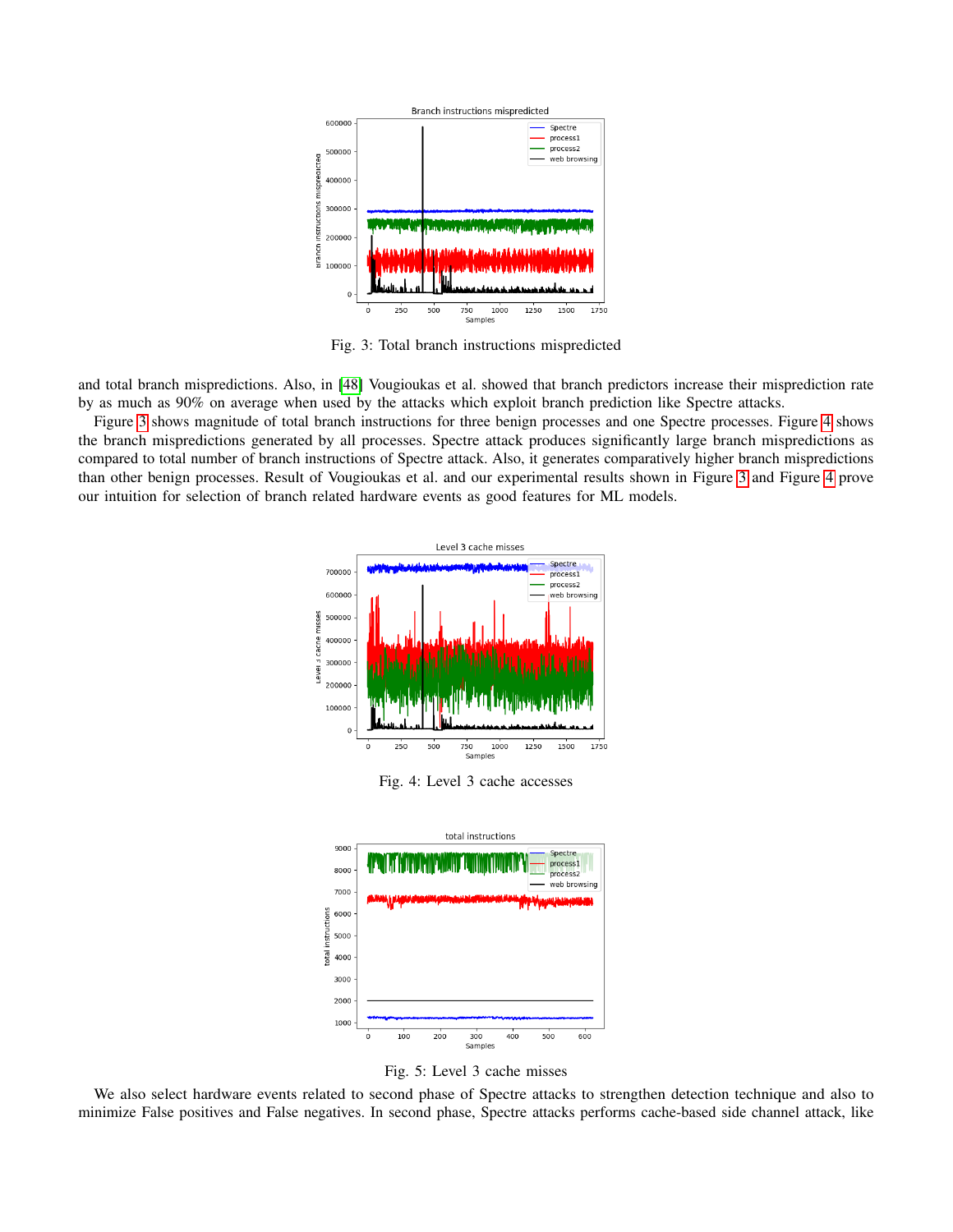Fig. 3: Total branch instructions mispredicted

and total branch mispredictions. Also, in [48] Vougioukas et al. showed that branch predictors increase their misprediction rate by as much as 90% on average when used by the attacks which exploit branch prediction like Spectre attacks.

Figure 3 shows magnitude of total branch instructions for three benign processes and one Spectre processes. Figure 4 shows the branch mispredictions generated by all processes. Spectre attack produces significantly large branch mispredictions as compared to total number of branch instructions of Spectre attack. Also, it generates comparatively higher branch mispredictions than other benign processes. Result of Vougioukas et al. and our experimental results shown in Figure 3 and Figure 4 prove our intuition for selection of branch related hardware events as good features for ML models.

Fig. 4: Level 3 cache accesses

Fig. 5: Level 3 cache misses

We also select hardware events related to second phase of Spectre attacks to strengthen detection technique and also to minimize False positives and False negatives. In second phase, Spectre attacks performs cache-based side channel attack, like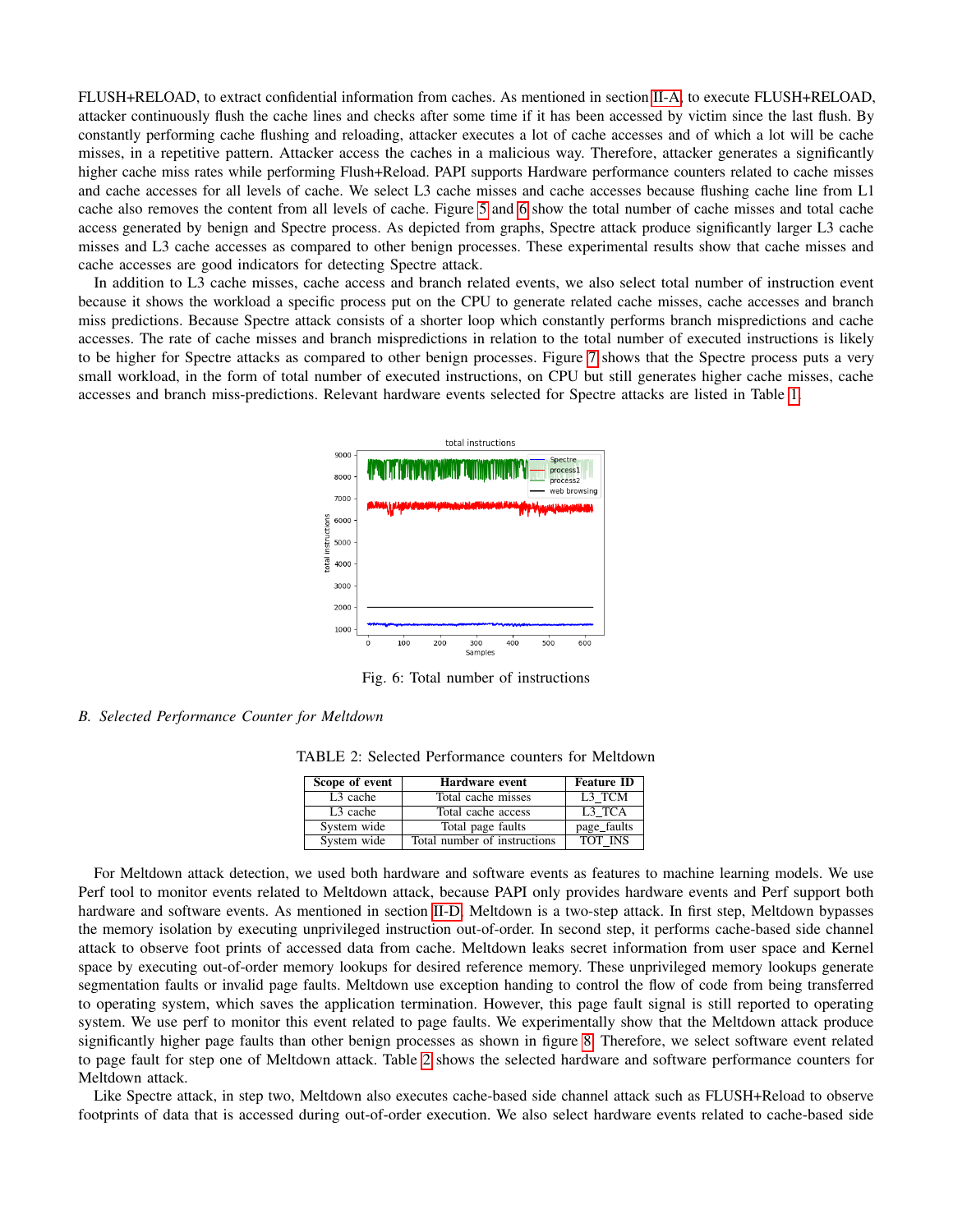FLUSH+RELOAD, to extract confidential information from caches. As mentioned in section II-A, to execute FLUSH+RELOAD, attacker continuously flush the cache lines and checks after some time if it has been accessed by victim since the last flush. By constantly performing cache flushing and reloading, attacker executes a lot of cache accesses and of which a lot will be cache misses, in a repetitive pattern. Attacker access the caches in a malicious way. Therefore, attacker generates a significantly higher cache miss rates while performing Flush+Reload. PAPI supports Hardware performance counters related to cache misses and cache accesses for all levels of cache. We select L3 cache misses and cache accesses because flushing cache line from L1 cache also removes the content from all levels of cache. Figure 5 and 6 show the total number of cache misses and total cache access generated by benign and Spectre process. As depicted from graphs, Spectre attack produce significantly larger L3 cache misses and L3 cache accesses as compared to other benign processes. These experimental results show that cache misses and cache accesses are good indicators for detecting Spectre attack.

In addition to L3 cache misses, cache access and branch related events, we also select total number of instruction event because it shows the workload a specific process put on the CPU to generate related cache misses, cache accesses and branch miss predictions. Because Spectre attack consists of a shorter loop which constantly performs branch mispredictions and cache accesses. The rate of cache misses and branch mispredictions in relation to the total number of executed instructions is likely to be higher for Spectre attacks as compared to other benign processes. Figure 7 shows that the Spectre process puts a very small workload, in the form of total number of executed instructions, on CPU but still generates higher cache misses, cache accesses and branch miss-predictions. Relevant hardware events selected for Spectre attacks are listed in Table 1.

Fig. 6: Total number of instructions

### B. Selected Performance Counter for Meltdown

TABLE 2: Selected Performance counters for Meltdown

| Scope of event | Hardware event | Feature ID |
|---|---|---|
| L3 cache | Total cache misses | L3_TCM |
| L3 cache | Total cache access | L3_TCA |
| System wide | Total page faults | page_faults |
| System wide | Total number of instructions | TOT_INS |

For Meltdown attack detection, we used both hardware and software events as features to machine learning models. We use Perf tool to monitor events related to Meltdown attack, because PAPI only provides hardware events and Perf support both hardware and software events. As mentioned in section II-D, Meltdown is a two-step attack. In first step, Meltdown bypasses the memory isolation by executing unprivileged instruction out-of-order. In second step, it performs cache-based side channel attack to observe foot prints of accessed data from cache. Meltdown leaks secret information from user space and Kernel space by executing out-of-order memory lookups for desired reference memory. These unprivileged memory lookups generate segmentation faults or invalid page faults. Meltdown use exception handing to control the flow of code from being transferred to operating system, which saves the application termination. However, this page fault signal is still reported to operating system. We use perf to monitor this event related to page faults. We experimentally show that the Meltdown attack produce significantly higher page faults than other benign processes as shown in figure 8. Therefore, we select software event related to page fault for step one of Meltdown attack. Table 2 shows the selected hardware and software performance counters for Meltdown attack.

Like Spectre attack, in step two, Meltdown also executes cache-based side channel attack such as FLUSH+Reload to observe footprints of data that is accessed during out-of-order execution. We also select hardware events related to cache-based side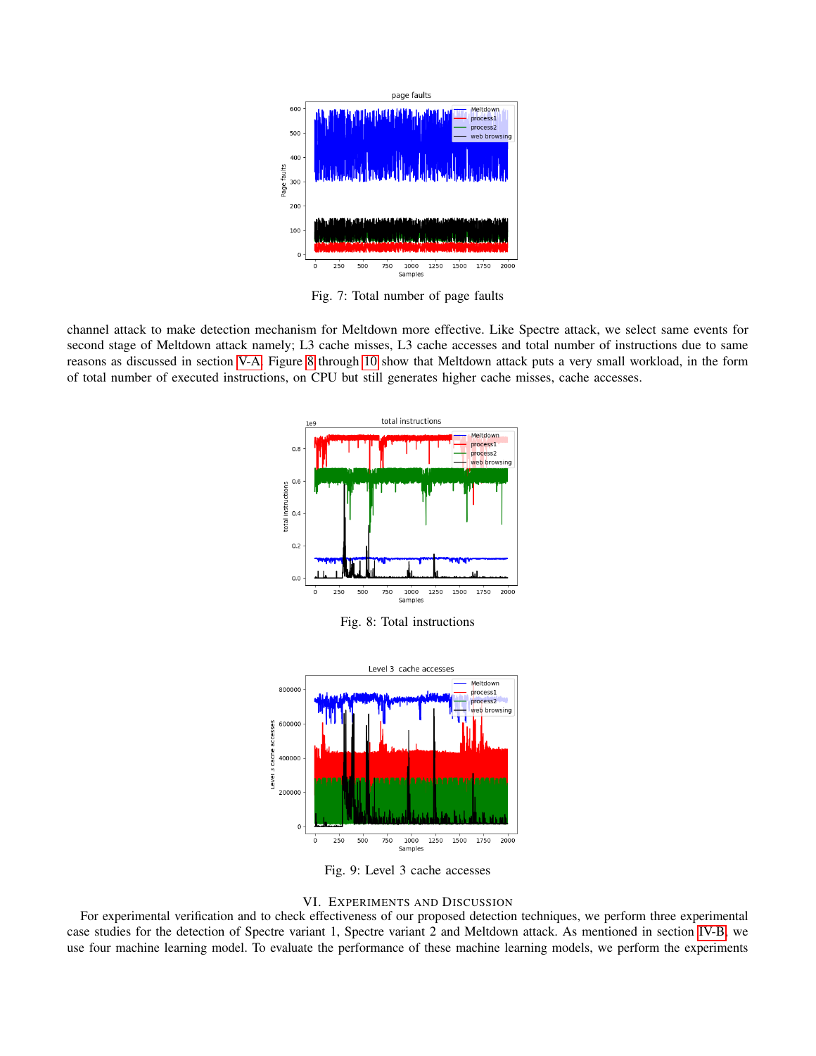Fig. 7: Total number of page faults

channel attack to make detection mechanism for Meltdown more effective. Like Spectre attack, we select same events for second stage of Meltdown attack namely; L3 cache misses, L3 cache accesses and total number of instructions due to same reasons as discussed in section V-A. Figure 8 through 10 show that Meltdown attack puts a very small workload, in the form of total number of executed instructions, on CPU but still generates higher cache misses, cache accesses.

Fig. 8: Total instructions

Fig. 9: Level 3 cache accesses

## VI. Experiments and Discussion

For experimental verification and to check effectiveness of our proposed detection techniques, we perform three experimental case studies for the detection of Spectre variant 1, Spectre variant 2 and Meltdown attack. As mentioned in section IV-B, we use four machine learning model. To evaluate the performance of these machine learning models, we perform the experiments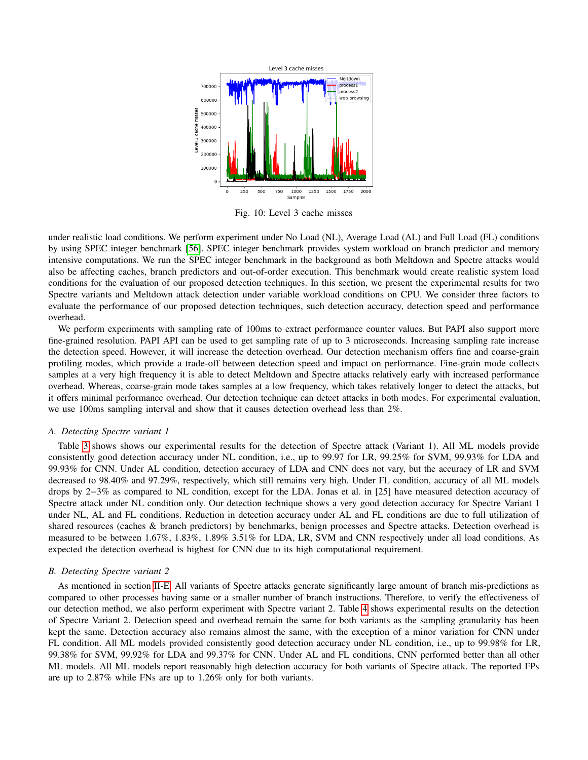Fig. 10: Level 3 cache misses

under realistic load conditions. We perform experiment under No Load (NL), Average Load (AL) and Full Load (FL) conditions by using SPEC integer benchmark [56]. SPEC integer benchmark provides system workload on branch predictor and memory intensive computations. We run the SPEC integer benchmark in the background as both Meltdown and Spectre attacks would also be affecting caches, branch predictors and out-of-order execution. This benchmark would create realistic system load conditions for the evaluation of our proposed detection techniques. In this section, we present the experimental results for two Spectre variants and Meltdown attack detection under variable workload conditions on CPU. We consider three factors to evaluate the performance of our proposed detection techniques, such detection accuracy, detection speed and performance overhead.

We perform experiments with sampling rate of 100ms to extract performance counter values. But PAPI also support more fine-grained resolution. PAPI API can be used to get sampling rate of up to 3 microseconds. Increasing sampling rate increase the detection speed. However, it will increase the detection overhead. Our detection mechanism offers fine and coarse-grain profiling modes, which provide a trade-off between detection speed and impact on performance. Fine-grain mode collects samples at a very high frequency it is able to detect Meltdown and Spectre attacks relatively early with increased performance overhead. Whereas, coarse-grain mode takes samples at a low frequency, which takes relatively longer to detect the attacks, but it offers minimal performance overhead. Our detection technique can detect attacks in both modes. For experimental evaluation, we use 100ms sampling interval and show that it causes detection overhead less than 2%.

### A. Detecting Spectre variant 1

Table 3 shows shows our experimental results for the detection of Spectre attack (Variant 1). All ML models provide consistently good detection accuracy under NL condition, i.e., up to 99.97 for LR, 99.25% for SVM, 99.93% for LDA and 99.93% for CNN. Under AL condition, detection accuracy of LDA and CNN does not vary, but the accuracy of LR and SVM decreased to 98.40% and 97.29%, respectively, which still remains very high. Under FL condition, accuracy of all ML models drops by 2−3% as compared to NL condition, except for the LDA. Jonas et al. in [25] have measured detection accuracy of Spectre attack under NL condition only. Our detection technique shows a very good detection accuracy for Spectre Variant 1 under NL, AL and FL conditions. Reduction in detection accuracy under AL and FL conditions are due to full utilization of shared resources (caches & branch predictors) by benchmarks, benign processes and Spectre attacks. Detection overhead is measured to be between 1.67%, 1.83%, 1.89% 3.51% for LDA, LR, SVM and CNN respectively under all load conditions. As expected the detection overhead is highest for CNN due to its high computational requirement.

### B. Detecting Spectre variant 2

As mentioned in section II-E. All variants of Spectre attacks generate significantly large amount of branch mis-predictions as compared to other processes having same or a smaller number of branch instructions. Therefore, to verify the effectiveness of our detection method, we also perform experiment with Spectre variant 2. Table 4 shows experimental results on the detection of Spectre Variant 2. Detection speed and overhead remain the same for both variants as the sampling granularity has been kept the same. Detection accuracy also remains almost the same, with the exception of a minor variation for CNN under FL condition. All ML models provided consistently good detection accuracy under NL condition, i.e., up to 99.98% for LR, 99.38% for SVM, 99.92% for LDA and 99.37% for CNN. Under AL and FL conditions, CNN performed better than all other ML models. All ML models report reasonably high detection accuracy for both variants of Spectre attack. The reported FPs are up to 2.87% while FNs are up to 1.26% only for both variants.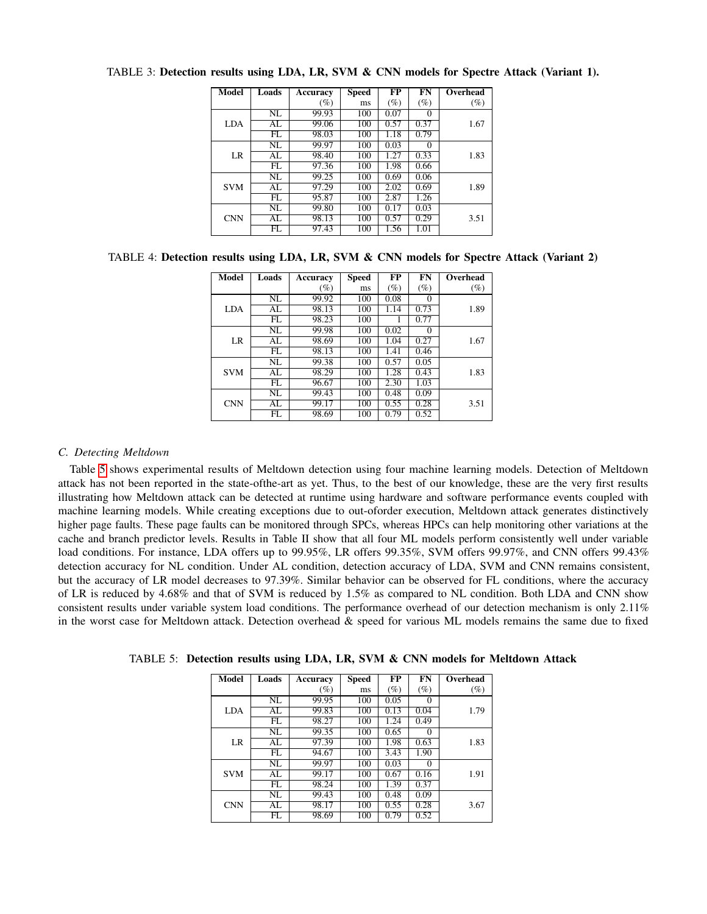TABLE 3: **Detection results using LDA, LR, SVM & CNN models for Spectre Attack (Variant 1).**

| Model | Loads | Accuracy (%) | Speed ms | FP (%) | FN (%) | Overhead (%) |
|---|---|---|---|---|---|---|
| LDA | NL | 99.93 | 100 | 0.07 | 0 | 1.67 |
| | AL | 99.06 | 100 | 0.57 | 0.37 | |
| | FL | 98.03 | 100 | 1.18 | 0.79 | |
| LR | NL | 99.97 | 100 | 0.03 | 0 | 1.83 |
| | AL | 98.40 | 100 | 1.27 | 0.33 | |
| | FL | 97.36 | 100 | 1.98 | 0.66 | |
| SVM | NL | 99.25 | 100 | 0.69 | 0.06 | 1.89 |
| | AL | 97.29 | 100 | 2.02 | 0.69 | |
| | FL | 95.87 | 100 | 2.87 | 1.26 | |
| CNN | NL | 99.80 | 100 | 0.17 | 0.03 | 3.51 |
| | AL | 98.13 | 100 | 0.57 | 0.29 | |
| | FL | 97.43 | 100 | 1.56 | 1.01 | |

TABLE 4: **Detection results using LDA, LR, SVM & CNN models for Spectre Attack (Variant 2)**

| Model | Loads | Accuracy (%) | Speed ms | FP (%) | FN (%) | Overhead (%) |
|---|---|---|---|---|---|---|
| LDA | NL | 99.92 | 100 | 0.08 | 0 | 1.89 |
| | AL | 98.13 | 100 | 1.14 | 0.73 | |
| | FL | 98.23 | 100 | 1 | 0.77 | |
| LR | NL | 99.98 | 100 | 0.02 | 0 | 1.67 |
| | AL | 98.69 | 100 | 1.04 | 0.27 | |
| | FL | 98.13 | 100 | 1.41 | 0.46 | |
| SVM | NL | 99.38 | 100 | 0.57 | 0.05 | 1.83 |
| | AL | 98.29 | 100 | 1.28 | 0.43 | |
| | FL | 96.67 | 100 | 2.30 | 1.03 | |
| CNN | NL | 99.43 | 100 | 0.48 | 0.09 | 3.51 |
| | AL | 99.17 | 100 | 0.55 | 0.28 | |
| | FL | 98.69 | 100 | 0.79 | 0.52 | |

### C. Detecting Meltdown

Table 5 shows experimental results of Meltdown detection using four machine learning models. Detection of Meltdown attack has not been reported in the state-ofthe-art as yet. Thus, to the best of our knowledge, these are the very first results illustrating how Meltdown attack can be detected at runtime using hardware and software performance events coupled with machine learning models. While creating exceptions due to out-oforder execution, Meltdown attack generates distinctively higher page faults. These page faults can be monitored through SPCs, whereas HPCs can help monitoring other variations at the cache and branch predictor levels. Results in Table II show that all four ML models perform consistently well under variable load conditions. For instance, LDA offers up to 99.95%, LR offers 99.35%, SVM offers 99.97%, and CNN offers 99.43% detection accuracy for NL condition. Under AL condition, detection accuracy of LDA, SVM and CNN remains consistent, but the accuracy of LR model decreases to 97.39%. Similar behavior can be observed for FL conditions, where the accuracy of LR is reduced by 4.68% and that of SVM is reduced by 1.5% as compared to NL condition. Both LDA and CNN show consistent results under variable system load conditions. The performance overhead of our detection mechanism is only 2.11% in the worst case for Meltdown attack. Detection overhead & speed for various ML models remains the same due to fixed

TABLE 5: **Detection results using LDA, LR, SVM & CNN models for Meltdown Attack**

| Model | Loads | Accuracy (%) | Speed ms | FP (%) | FN (%) | Overhead (%) |
|---|---|---|---|---|---|---|
| LDA | NL | 99.95 | 100 | 0.05 | 0 | 1.79 |
| | AL | 99.83 | 100 | 0.13 | 0.04 | |
| | FL | 98.27 | 100 | 1.24 | 0.49 | |
| LR | NL | 99.35 | 100 | 0.65 | 0 | 1.83 |
| | AL | 97.39 | 100 | 1.98 | 0.63 | |
| | FL | 94.67 | 100 | 3.43 | 1.90 | |
| SVM | NL | 99.97 | 100 | 0.03 | 0 | 1.91 |
| | AL | 99.17 | 100 | 0.67 | 0.16 | |
| | FL | 98.24 | 100 | 1.39 | 0.37 | |
| CNN | NL | 99.43 | 100 | 0.48 | 0.09 | 3.67 |
| | AL | 98.17 | 100 | 0.55 | 0.28 | |
| | FL | 98.69 | 100 | 0.79 | 0.52 | |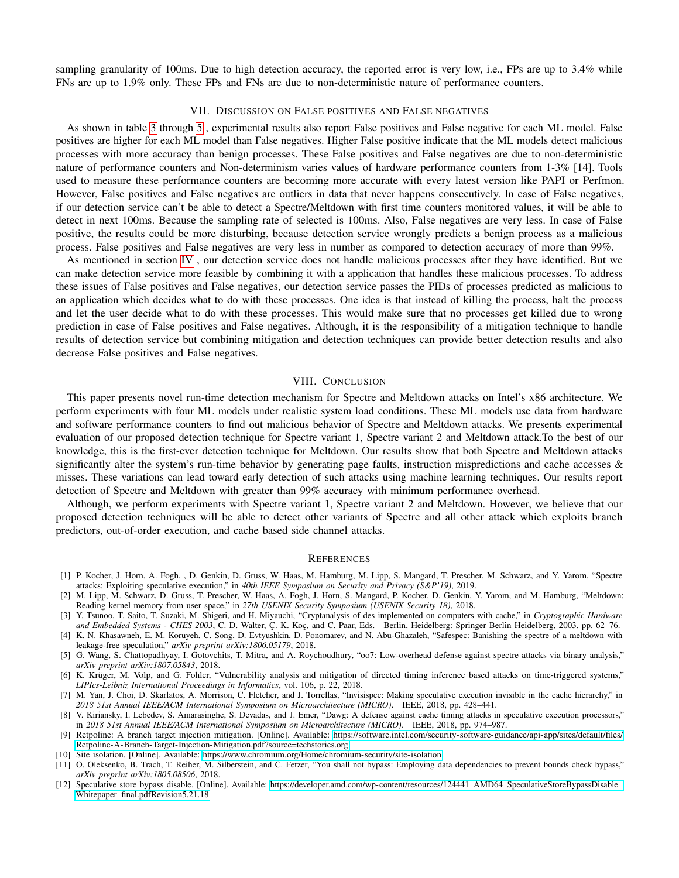sampling granularity of 100ms. Due to high detection accuracy, the reported error is very low, i.e., FPs are up to 3.4% while FNs are up to 1.9% only. These FPs and FNs are due to non-deterministic nature of performance counters.

## VII. Discussion on False positives and False negatives

As shown in table 3 through 5 , experimental results also report False positives and False negative for each ML model. False positives are higher for each ML model than False negatives. Higher False positive indicate that the ML models detect malicious processes with more accuracy than benign processes. These False positives and False negatives are due to non-deterministic nature of performance counters and Non-determinism varies values of hardware performance counters from 1-3% [14]. Tools used to measure these performance counters are becoming more accurate with every latest version like PAPI or Perfmon. However, False positives and False negatives are outliers in data that never happens consecutively. In case of False negatives, if our detection service can't be able to detect a Spectre/Meltdown with first time counters monitored values, it will be able to detect in next 100ms. Because the sampling rate of selected is 100ms. Also, False negatives are very less. In case of False positive, the results could be more disturbing, because detection service wrongly predicts a benign process as a malicious process. False positives and False negatives are very less in number as compared to detection accuracy of more than 99%.

As mentioned in section IV , our detection service does not handle malicious processes after they have identified. But we can make detection service more feasible by combining it with a application that handles these malicious processes. To address these issues of False positives and False negatives, our detection service passes the PIDs of processes predicted as malicious to an application which decides what to do with these processes. One idea is that instead of killing the process, halt the process and let the user decide what to do with these processes. This would make sure that no processes get killed due to wrong prediction in case of False positives and False negatives. Although, it is the responsibility of a mitigation technique to handle results of detection service but combining mitigation and detection techniques can provide better detection results and also decrease False positives and False negatives.

## VIII. Conclusion

This paper presents novel run-time detection mechanism for Spectre and Meltdown attacks on Intel's x86 architecture. We perform experiments with four ML models under realistic system load conditions. These ML models use data from hardware and software performance counters to find out malicious behavior of Spectre and Meltdown attacks. We presents experimental evaluation of our proposed detection technique for Spectre variant 1, Spectre variant 2 and Meltdown attack.To the best of our knowledge, this is the first-ever detection technique for Meltdown. Our results show that both Spectre and Meltdown attacks significantly alter the system's run-time behavior by generating page faults, instruction mispredictions and cache accesses & misses. These variations can lead toward early detection of such attacks using machine learning techniques. Our results report detection of Spectre and Meltdown with greater than 99% accuracy with minimum performance overhead.

Although, we perform experiments with Spectre variant 1, Spectre variant 2 and Meltdown. However, we believe that our proposed detection techniques will be able to detect other variants of Spectre and all other attack which exploits branch predictors, out-of-order execution, and cache based side channel attacks.

## References

[1] P. Kocher, J. Horn, A. Fogh, , D. Genkin, D. Gruss, W. Haas, M. Hamburg, M. Lipp, S. Mangard, T. Prescher, M. Schwarz, and Y. Yarom, "Spectre attacks: Exploiting speculative execution," in *40th IEEE Symposium on Security and Privacy (S&P'19)*, 2019.

[2] M. Lipp, M. Schwarz, D. Gruss, T. Prescher, W. Haas, A. Fogh, J. Horn, S. Mangard, P. Kocher, D. Genkin, Y. Yarom, and M. Hamburg, "Meltdown: Reading kernel memory from user space," in *27th USENIX Security Symposium (USENIX Security 18)*, 2018.

[3] Y. Tsunoo, T. Saito, T. Suzaki, M. Shigeri, and H. Miyauchi, "Cryptanalysis of des implemented on computers with cache," in *Cryptographic Hardware and Embedded Systems - CHES 2003*, C. D. Walter, Ç. K. Koç, and C. Paar, Eds. Berlin, Heidelberg: Springer Berlin Heidelberg, 2003, pp. 62–76.

[4] K. N. Khasawneh, E. M. Koruyeh, C. Song, D. Evtyushkin, D. Ponomarev, and N. Abu-Ghazaleh, "Safespec: Banishing the spectre of a meltdown with leakage-free speculation," *arXiv preprint arXiv:1806.05179*, 2018.

[5] G. Wang, S. Chattopadhyay, I. Gotovchits, T. Mitra, and A. Roychoudhury, "oo7: Low-overhead defense against spectre attacks via binary analysis," *arXiv preprint arXiv:1807.05843*, 2018.

[6] K. Krüger, M. Volp, and G. Fohler, "Vulnerability analysis and mitigation of directed timing inference based attacks on time-triggered systems," *LIPIcs-Leibniz International Proceedings in Informatics*, vol. 106, p. 22, 2018.

[7] M. Yan, J. Choi, D. Skarlatos, A. Morrison, C. Fletcher, and J. Torrellas, "Invisispec: Making speculative execution invisible in the cache hierarchy," in *2018 51st Annual IEEE/ACM International Symposium on Microarchitecture (MICRO)*. IEEE, 2018, pp. 428–441.

[8] V. Kiriansky, I. Lebedev, S. Amarasinghe, S. Devadas, and J. Emer, "Dawg: A defense against cache timing attacks in speculative execution processors," in *2018 51st Annual IEEE/ACM International Symposium on Microarchitecture (MICRO)*. IEEE, 2018, pp. 974–987.

[9] Retpoline: A branch target injection mitigation. [Online]. Available: https://software.intel.com/security-software-guidance/api-app/sites/default/files/Retpoline-A-Branch-Target-Injection-Mitigation.pdf?source=techstories.org

[10] Site isolation. [Online]. Available: https://www.chromium.org/Home/chromium-security/site-isolation

[11] O. Oleksenko, B. Trach, T. Reiher, M. Silberstein, and C. Fetzer, "You shall not bypass: Employing data dependencies to prevent bounds check bypass," *arXiv preprint arXiv:1805.08506*, 2018.

[12] Speculative store bypass disable. [Online]. Available: https://developer.amd.com/wp-content/resources/124441_AMD64_SpeculativeStoreBypassDisable_Whitepaper_final.pdfRevision5.21.18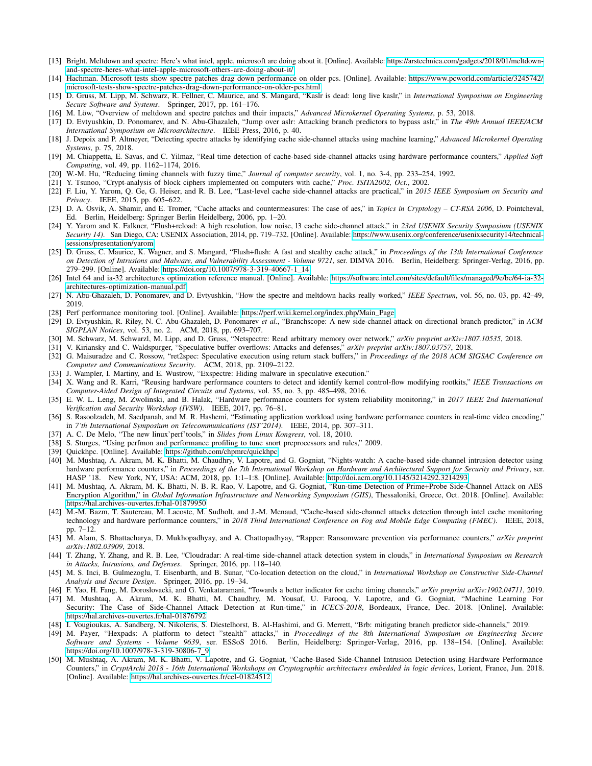[13] Bright. Meltdown and spectre: Here's what intel, apple, microsoft are doing about it. [Online]. Available: https://arstechnica.com/gadgets/2018/01/meltdown-and-spectre-heres-what-intel-apple-microsoft-others-are-doing-about-it/

[14] Hachman. Microsoft tests show spectre patches drag down performance on older pcs. [Online]. Available: https://www.pcworld.com/article/3245742/microsoft-tests-show-spectre-patches-drag-down-performance-on-older-pcs.html

[15] D. Gruss, M. Lipp, M. Schwarz, R. Fellner, C. Maurice, and S. Mangard, "Kaslr is dead: long live kaslr," in *International Symposium on Engineering Secure Software and Systems*. Springer, 2017, pp. 161–176.

[16] M. Löw, "Overview of meltdown and spectre patches and their impacts," *Advanced Microkernel Operating Systems*, p. 53, 2018.

[17] D. Evtyushkin, D. Ponomarev, and N. Abu-Ghazaleh, "Jump over aslr: Attacking branch predictors to bypass aslr," in *The 49th Annual IEEE/ACM International Symposium on Microarchitecture*. IEEE Press, 2016, p. 40.

[18] J. Depoix and P. Altmeyer, "Detecting spectre attacks by identifying cache side-channel attacks using machine learning," *Advanced Microkernel Operating Systems*, p. 75, 2018.

[19] M. Chiappetta, E. Savas, and C. Yilmaz, "Real time detection of cache-based side-channel attacks using hardware performance counters," *Applied Soft Computing*, vol. 49, pp. 1162–1174, 2016.

[20] W.-M. Hu, "Reducing timing channels with fuzzy time," *Journal of computer security*, vol. 1, no. 3-4, pp. 233–254, 1992.

[21] Y. Tsunoo, "Crypt-analysis of block ciphers implemented on computers with cache," *Proc. ISITA2002, Oct.*, 2002.

[22] F. Liu, Y. Yarom, Q. Ge, G. Heiser, and R. B. Lee, "Last-level cache side-channel attacks are practical," in *2015 IEEE Symposium on Security and Privacy*. IEEE, 2015, pp. 605–622.

[23] D. A. Osvik, A. Shamir, and E. Tromer, "Cache attacks and countermeasures: The case of aes," in *Topics in Cryptology – CT-RSA 2006*, D. Pointcheval, Ed. Berlin, Heidelberg: Springer Berlin Heidelberg, 2006, pp. 1–20.

[24] Y. Yarom and K. Falkner, "Flush+reload: A high resolution, low noise, l3 cache side-channel attack," in *23rd USENIX Security Symposium (USENIX Security 14)*. San Diego, CA: USENIX Association, 2014, pp. 719–732. [Online]. Available: https://www.usenix.org/conference/usenixsecurity14/technical-sessions/presentation/yarom

[25] D. Gruss, C. Maurice, K. Wagner, and S. Mangard, "Flush+flush: A fast and stealthy cache attack," in *Proceedings of the 13th International Conference on Detection of Intrusions and Malware, and Vulnerability Assessment - Volume 9721*, ser. DIMVA 2016. Berlin, Heidelberg: Springer-Verlag, 2016, pp. 279–299. [Online]. Available: https://doi.org/10.1007/978-3-319-40667-1_14

[26] Intel 64 and ia-32 architectures optimization reference manual. [Online]. Available: https://software.intel.com/sites/default/files/managed/9e/bc/64-ia-32-architectures-optimization-manual.pdf

[27] N. Abu-Ghazaleh, D. Ponomarev, and D. Evtyushkin, "How the spectre and meltdown hacks really worked," *IEEE Spectrum*, vol. 56, no. 03, pp. 42–49, 2019.

[28] Perf performance monitoring tool. [Online]. Available: https://perf.wiki.kernel.org/index.php/Main_Page

[29] D. Evtyushkin, R. Riley, N. C. Abu-Ghazaleh, D. Ponomarev *et al.*, "Branchscope: A new side-channel attack on directional branch predictor," in *ACM SIGPLAN Notices*, vol. 53, no. 2. ACM, 2018, pp. 693–707.

[30] M. Schwarz, M. Schwarzl, M. Lipp, and D. Gruss, "Netspectre: Read arbitrary memory over network," *arXiv preprint arXiv:1807.10535*, 2018.

[31] V. Kiriansky and C. Waldspurger, "Speculative buffer overflows: Attacks and defenses," *arXiv preprint arXiv:1807.03757*, 2018.

[32] G. Maisuradze and C. Rossow, "ret2spec: Speculative execution using return stack buffers," in *Proceedings of the 2018 ACM SIGSAC Conference on Computer and Communications Security*. ACM, 2018, pp. 2109–2122.

[33] J. Wampler, I. Martiny, and E. Wustrow, "Exspectre: Hiding malware in speculative execution."

[34] X. Wang and R. Karri, "Reusing hardware performance counters to detect and identify kernel control-flow modifying rootkits," *IEEE Transactions on Computer-Aided Design of Integrated Circuits and Systems*, vol. 35, no. 3, pp. 485–498, 2016.

[35] E. W. L. Leng, M. Zwolinski, and B. Halak, "Hardware performance counters for system reliability monitoring," in *2017 IEEE 2nd International Verification and Security Workshop (IVSW)*. IEEE, 2017, pp. 76–81.

[36] S. Rasoolzadeh, M. Saedpanah, and M. R. Hashemi, "Estimating application workload using hardware performance counters in real-time video encoding," in *7'th International Symposium on Telecommunications (IST'2014)*. IEEE, 2014, pp. 307–311.

[37] A. C. De Melo, "The new linux'perf'tools," in *Slides from Linux Kongress*, vol. 18, 2010.

[38] S. Sturges, "Using perfmon and performance profiling to tune snort preprocessors and rules," 2009.

[39] Quickhpc. [Online]. Available: https://github.com/chpmrc/quickhpc

[40] M. Mushtaq, A. Akram, M. K. Bhatti, M. Chaudhry, V. Lapotre, and G. Gogniat, "Nights-watch: A cache-based side-channel intrusion detector using hardware performance counters," in *Proceedings of the 7th International Workshop on Hardware and Architectural Support for Security and Privacy*, ser. HASP '18. New York, NY, USA: ACM, 2018, pp. 1:1–1:8. [Online]. Available: http://doi.acm.org/10.1145/3214292.3214293

[41] M. Mushtaq, A. Akram, M. K. Bhatti, N. B. R. Rao, V. Lapotre, and G. Gogniat, "Run-time Detection of Prime+Probe Side-Channel Attack on AES Encryption Algorithm," in *Global Information Infrastructure and Networking Symposium (GIIS)*, Thessaloniki, Greece, Oct. 2018. [Online]. Available: https://hal.archives-ouvertes.fr/hal-01879950

[42] M.-M. Bazm, T. Sautereau, M. Lacoste, M. Sudholt, and J.-M. Menaud, "Cache-based side-channel attacks detection through intel cache monitoring technology and hardware performance counters," in *2018 Third International Conference on Fog and Mobile Edge Computing (FMEC)*. IEEE, 2018, pp. 7–12.

[43] M. Alam, S. Bhattacharya, D. Mukhopadhyay, and A. Chattopadhyay, "Rapper: Ransomware prevention via performance counters," *arXiv preprint arXiv:1802.03909*, 2018.

[44] T. Zhang, Y. Zhang, and R. B. Lee, "Cloudradar: A real-time side-channel attack detection system in clouds," in *International Symposium on Research in Attacks, Intrusions, and Defenses*. Springer, 2016, pp. 118–140.

[45] M. S. Inci, B. Gulmezoglu, T. Eisenbarth, and B. Sunar, "Co-location detection on the cloud," in *International Workshop on Constructive Side-Channel Analysis and Secure Design*. Springer, 2016, pp. 19–34.

[46] F. Yao, H. Fang, M. Doroslovacki, and G. Venkataramani, "Towards a better indicator for cache timing channels," *arXiv preprint arXiv:1902.04711*, 2019.

[47] M. Mushtaq, A. Akram, M. K. Bhatti, M. Chaudhry, M. Yousaf, U. Farooq, V. Lapotre, and G. Gogniat, "Machine Learning For Security: The Case of Side-Channel Attack Detection at Run-time," in *ICECS-2018*, Bordeaux, France, Dec. 2018. [Online]. Available: https://hal.archives-ouvertes.fr/hal-01876792

[48] I. Vougioukas, A. Sandberg, N. Nikoleris, S. Diestelhorst, B. Al-Hashimi, and G. Merrett, "Brb: mitigating branch predictor side-channels," 2019.

[49] M. Payer, "Hexpads: A platform to detect "stealth" attacks," in *Proceedings of the 8th International Symposium on Engineering Secure Software and Systems - Volume 9639*, ser. ESSoS 2016. Berlin, Heidelberg: Springer-Verlag, 2016, pp. 138–154. [Online]. Available: https://doi.org/10.1007/978-3-319-30806-7_9

[50] M. Mushtaq, A. Akram, M. K. Bhatti, V. Lapotre, and G. Gogniat, "Cache-Based Side-Channel Intrusion Detection using Hardware Performance Counters," in *CryptArchi 2018 - 16th International Workshops on Cryptographic architectures embedded in logic devices*, Lorient, France, Jun. 2018. [Online]. Available: https://hal.archives-ouvertes.fr/cel-01824512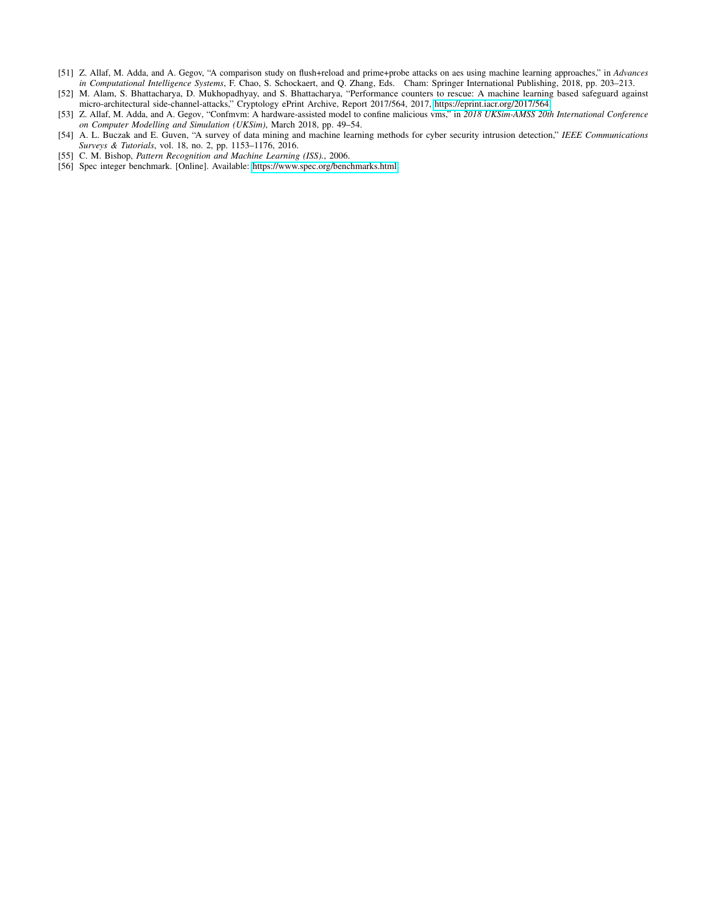[51] Z. Allaf, M. Adda, and A. Gegov, "A comparison study on flush+reload and prime+probe attacks on aes using machine learning approaches," in *Advances in Computational Intelligence Systems*, F. Chao, S. Schockaert, and Q. Zhang, Eds. Cham: Springer International Publishing, 2018, pp. 203–213.

[52] M. Alam, S. Bhattacharya, D. Mukhopadhyay, and S. Bhattacharya, "Performance counters to rescue: A machine learning based safeguard against micro-architectural side-channel-attacks," Cryptology ePrint Archive, Report 2017/564, 2017, https://eprint.iacr.org/2017/564.

[53] Z. Allaf, M. Adda, and A. Gegov, "Confmvm: A hardware-assisted model to confine malicious vms," in *2018 UKSim-AMSS 20th International Conference on Computer Modelling and Simulation (UKSim)*, March 2018, pp. 49–54.

[54] A. L. Buczak and E. Guven, "A survey of data mining and machine learning methods for cyber security intrusion detection," *IEEE Communications Surveys & Tutorials*, vol. 18, no. 2, pp. 1153–1176, 2016.

[55] C. M. Bishop, *Pattern Recognition and Machine Learning (ISS).*, 2006.

[56] Spec integer benchmark. [Online]. Available: https://www.spec.org/benchmarks.html